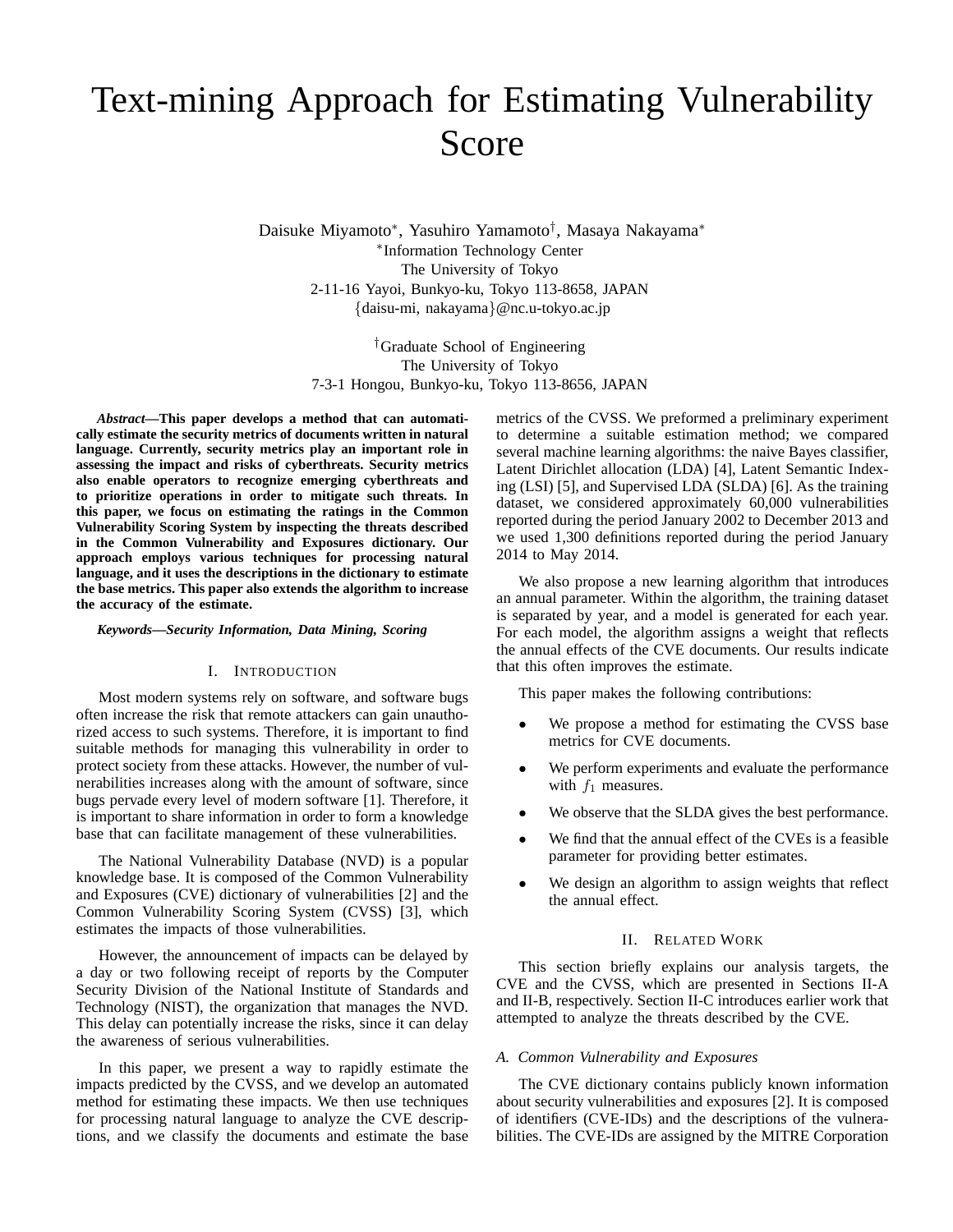# Text-mining Approach for Estimating Vulnerability Score

Daisuke Miyamoto[∗], Yasuhiro Yamamoto[†], Masaya Nakayama[∗]

[∗]Information Technology Center
The University of Tokyo
2-11-16 Yayoi, Bunkyo-ku, Tokyo 113-8658, JAPAN
{daisu-mi, nakayama}@nc.u-tokyo.ac.jp

[†]Graduate School of Engineering
The University of Tokyo
7-3-1 Hongou, Bunkyo-ku, Tokyo 113-8656, JAPAN

***Abstract*—This paper develops a method that can automatically estimate the security metrics of documents written in natural language. Currently, security metrics play an important role in assessing the impact and risks of cyberthreats. Security metrics also enable operators to recognize emerging cyberthreats and to prioritize operations in order to mitigate such threats. In this paper, we focus on estimating the ratings in the Common Vulnerability Scoring System by inspecting the threats described in the Common Vulnerability and Exposures dictionary. Our approach employs various techniques for processing natural language, and it uses the descriptions in the dictionary to estimate the base metrics. This paper also extends the algorithm to increase the accuracy of the estimate.**

***Keywords*—Security Information, Data Mining, Scoring**

## I. Introduction

Most modern systems rely on software, and software bugs often increase the risk that remote attackers can gain unauthorized access to such systems. Therefore, it is important to find suitable methods for managing this vulnerability in order to protect society from these attacks. However, the number of vulnerabilities increases along with the amount of software, since bugs pervade every level of modern software [1]. Therefore, it is important to share information in order to form a knowledge base that can facilitate management of these vulnerabilities.

The National Vulnerability Database (NVD) is a popular knowledge base. It is composed of the Common Vulnerability and Exposures (CVE) dictionary of vulnerabilities [2] and the Common Vulnerability Scoring System (CVSS) [3], which estimates the impacts of those vulnerabilities.

However, the announcement of impacts can be delayed by a day or two following receipt of reports by the Computer Security Division of the National Institute of Standards and Technology (NIST), the organization that manages the NVD. This delay can potentially increase the risks, since it can delay the awareness of serious vulnerabilities.

In this paper, we present a way to rapidly estimate the impacts predicted by the CVSS, and we develop an automated method for estimating these impacts. We then use techniques for processing natural language to analyze the CVE descriptions, and we classify the documents and estimate the base metrics of the CVSS. We preformed a preliminary experiment to determine a suitable estimation method; we compared several machine learning algorithms: the naive Bayes classifier, Latent Dirichlet allocation (LDA) [4], Latent Semantic Indexing (LSI) [5], and Supervised LDA (SLDA) [6]. As the training dataset, we considered approximately 60,000 vulnerabilities reported during the period January 2002 to December 2013 and we used 1,300 definitions reported during the period January 2014 to May 2014.

We also propose a new learning algorithm that introduces an annual parameter. Within the algorithm, the training dataset is separated by year, and a model is generated for each year. For each model, the algorithm assigns a weight that reflects the annual effects of the CVE documents. Our results indicate that this often improves the estimate.

This paper makes the following contributions:

- We propose a method for estimating the CVSS base metrics for CVE documents.
- We perform experiments and evaluate the performance with $f_1$ measures.
- We observe that the SLDA gives the best performance.
- We find that the annual effect of the CVEs is a feasible parameter for providing better estimates.
- We design an algorithm to assign weights that reflect the annual effect.

## II. Related Work

This section briefly explains our analysis targets, the CVE and the CVSS, which are presented in Sections II-A and II-B, respectively. Section II-C introduces earlier work that attempted to analyze the threats described by the CVE.

### *A. Common Vulnerability and Exposures*

The CVE dictionary contains publicly known information about security vulnerabilities and exposures [2]. It is composed of identifiers (CVE-IDs) and the descriptions of the vulnerabilities. The CVE-IDs are assigned by the MITRE Corporation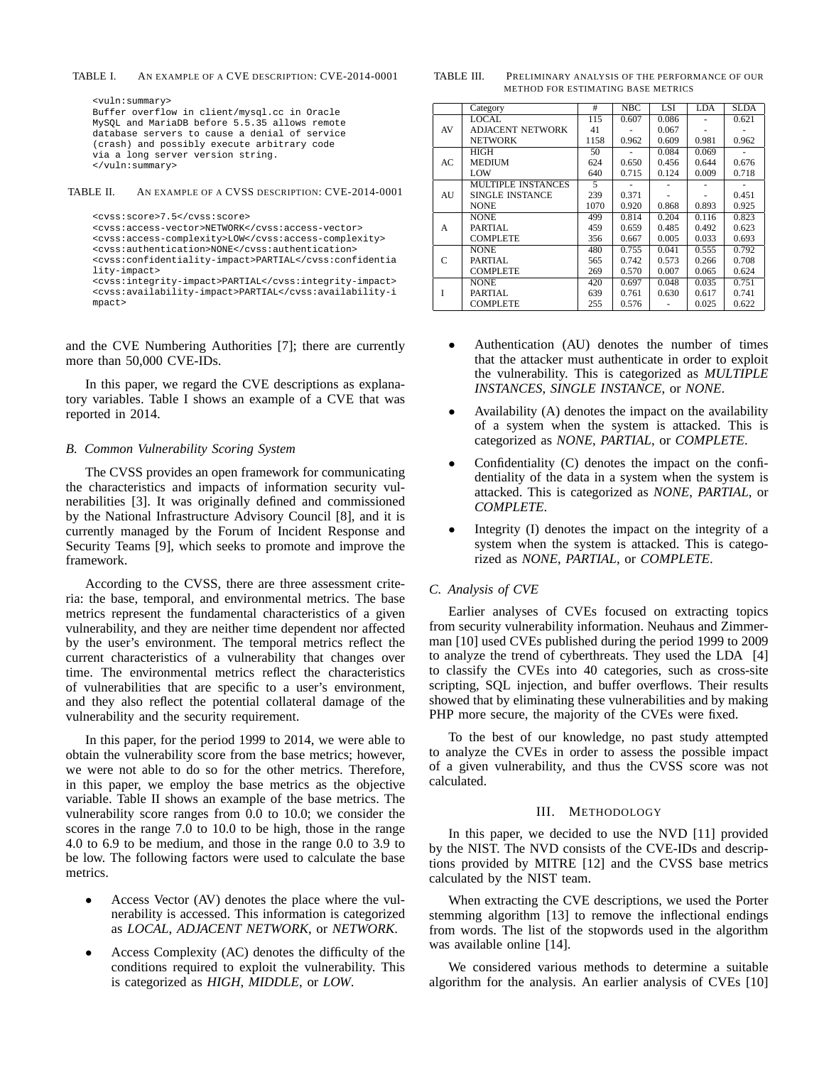TABLE I. AN EXAMPLE OF A CVE DESCRIPTION: CVE-2014-0001

```
<vuln:summary>
Buffer overflow in client/mysql.cc in Oracle
MySQL and MariaDB before 5.5.35 allows remote
database servers to cause a denial of service
(crash) and possibly execute arbitrary code
via a long server version string.
</vuln:summary>
```

TABLE II. AN EXAMPLE OF A CVSS DESCRIPTION: CVE-2014-0001

```
<cvss:score>7.5</cvss:score>
<cvss:access-vector>NETWORK</cvss:access-vector>
<cvss:access-complexity>LOW</cvss:access-complexity>
<cvss:authentication>NONE</cvss:authentication>
<cvss:confidentiality-impact>PARTIAL</cvss:confidentia
lity-impact>
<cvss:integrity-impact>PARTIAL</cvss:integrity-impact>
<cvss:availability-impact>PARTIAL</cvss:availability-i
mpact>
```

and the CVE Numbering Authorities [7]; there are currently more than 50,000 CVE-IDs.

In this paper, we regard the CVE descriptions as explanatory variables. Table I shows an example of a CVE that was reported in 2014.

### B. Common Vulnerability Scoring System

The CVSS provides an open framework for communicating the characteristics and impacts of information security vulnerabilities [3]. It was originally defined and commissioned by the National Infrastructure Advisory Council [8], and it is currently managed by the Forum of Incident Response and Security Teams [9], which seeks to promote and improve the framework.

According to the CVSS, there are three assessment criteria: the base, temporal, and environmental metrics. The base metrics represent the fundamental characteristics of a given vulnerability, and they are neither time dependent nor affected by the user's environment. The temporal metrics reflect the current characteristics of a vulnerability that changes over time. The environmental metrics reflect the characteristics of vulnerabilities that are specific to a user's environment, and they also reflect the potential collateral damage of the vulnerability and the security requirement.

In this paper, for the period 1999 to 2014, we were able to obtain the vulnerability score from the base metrics; however, we were not able to do so for the other metrics. Therefore, in this paper, we employ the base metrics as the objective variable. Table II shows an example of the base metrics. The vulnerability score ranges from 0.0 to 10.0; we consider the scores in the range 7.0 to 10.0 to be high, those in the range 4.0 to 6.9 to be medium, and those in the range 0.0 to 3.9 to be low. The following factors were used to calculate the base metrics.

- Access Vector (AV) denotes the place where the vulnerability is accessed. This information is categorized as *LOCAL*, *ADJACENT NETWORK*, or *NETWORK*.
- Access Complexity (AC) denotes the difficulty of the conditions required to exploit the vulnerability. This is categorized as *HIGH*, *MIDDLE*, or *LOW*.

TABLE III. PRELIMINARY ANALYSIS OF THE PERFORMANCE OF OUR METHOD FOR ESTIMATING BASE METRICS

| | Category | # | NBC | LSI | LDA | SLDA |
|---|---|---|---|---|---|---|
| AV | LOCAL | 115 | 0.607 | 0.086 | - | 0.621 |
| | ADJACENT NETWORK | 41 | - | 0.067 | - | - |
| | NETWORK | 1158 | 0.962 | 0.609 | 0.981 | 0.962 |
| AC | HIGH | 50 | - | 0.084 | 0.069 | - |
| | MEDIUM | 624 | 0.650 | 0.456 | 0.644 | 0.676 |
| | LOW | 640 | 0.715 | 0.124 | 0.009 | 0.718 |
| AU | MULTIPLE INSTANCES | 5 | - | - | - | - |
| | SINGLE INSTANCE | 239 | 0.371 | - | - | 0.451 |
| | NONE | 1070 | 0.920 | 0.868 | 0.893 | 0.925 |
| A | NONE | 499 | 0.814 | 0.204 | 0.116 | 0.823 |
| | PARTIAL | 459 | 0.659 | 0.485 | 0.492 | 0.623 |
| | COMPLETE | 356 | 0.667 | 0.005 | 0.033 | 0.693 |
| C | NONE | 480 | 0.755 | 0.041 | 0.555 | 0.792 |
| | PARTIAL | 565 | 0.742 | 0.573 | 0.266 | 0.708 |
| | COMPLETE | 269 | 0.570 | 0.007 | 0.065 | 0.624 |
| I | NONE | 420 | 0.697 | 0.048 | 0.035 | 0.751 |
| | PARTIAL | 639 | 0.761 | 0.630 | 0.617 | 0.741 |
| | COMPLETE | 255 | 0.576 | - | 0.025 | 0.622 |

- Authentication (AU) denotes the number of times that the attacker must authenticate in order to exploit the vulnerability. This is categorized as *MULTIPLE INSTANCES*, *SINGLE INSTANCE*, or *NONE*.
- Availability (A) denotes the impact on the availability of a system when the system is attacked. This is categorized as *NONE*, *PARTIAL*, or *COMPLETE*.
- Confidentiality (C) denotes the impact on the confidentiality of the data in a system when the system is attacked. This is categorized as *NONE*, *PARTIAL*, or *COMPLETE*.
- Integrity (I) denotes the impact on the integrity of a system when the system is attacked. This is categorized as *NONE*, *PARTIAL*, or *COMPLETE*.

### C. Analysis of CVE

Earlier analyses of CVEs focused on extracting topics from security vulnerability information. Neuhaus and Zimmerman [10] used CVEs published during the period 1999 to 2009 to analyze the trend of cyberthreats. They used the LDA [4] to classify the CVEs into 40 categories, such as cross-site scripting, SQL injection, and buffer overflows. Their results showed that by eliminating these vulnerabilities and by making PHP more secure, the majority of the CVEs were fixed.

To the best of our knowledge, no past study attempted to analyze the CVEs in order to assess the possible impact of a given vulnerability, and thus the CVSS score was not calculated.

## III. METHODOLOGY

In this paper, we decided to use the NVD [11] provided by the NIST. The NVD consists of the CVE-IDs and descriptions provided by MITRE [12] and the CVSS base metrics calculated by the NIST team.

When extracting the CVE descriptions, we used the Porter stemming algorithm [13] to remove the inflectional endings from words. The list of the stopwords used in the algorithm was available online [14].

We considered various methods to determine a suitable algorithm for the analysis. An earlier analysis of CVEs [10]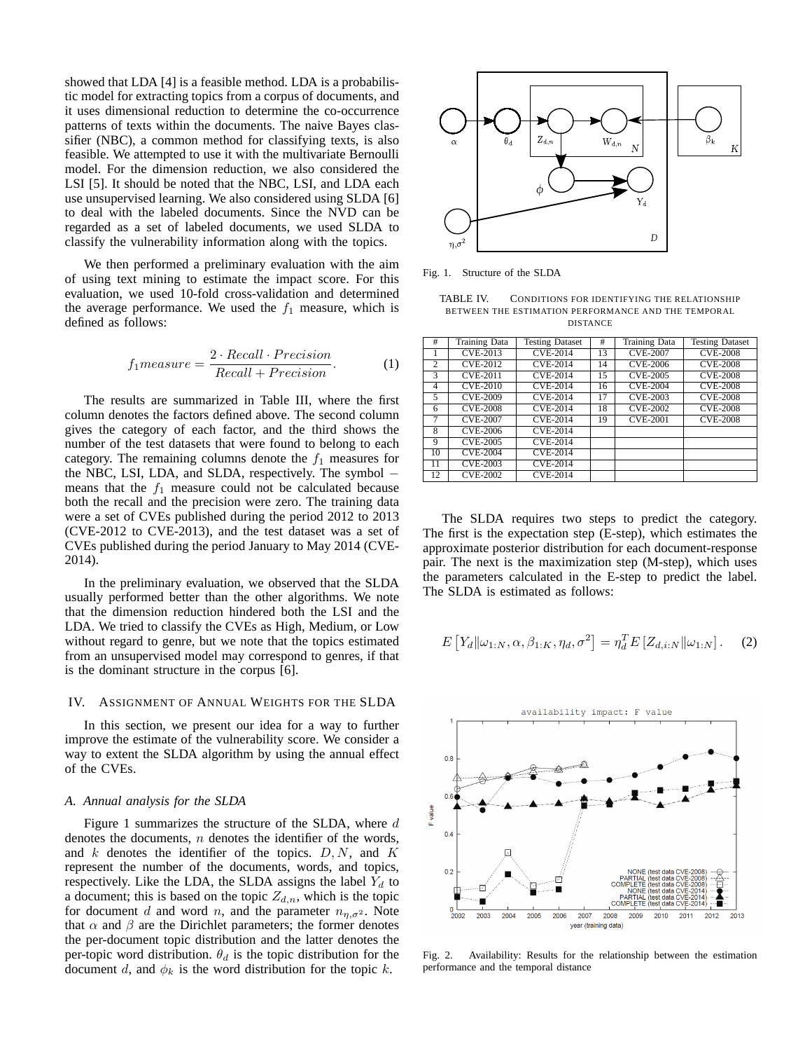showed that LDA [4] is a feasible method. LDA is a probabilistic model for extracting topics from a corpus of documents, and it uses dimensional reduction to determine the co-occurrence patterns of texts within the documents. The naive Bayes classifier (NBC), a common method for classifying texts, is also feasible. We attempted to use it with the multivariate Bernoulli model. For the dimension reduction, we also considered the LSI [5]. It should be noted that the NBC, LSI, and LDA each use unsupervised learning. We also considered using SLDA [6] to deal with the labeled documents. Since the NVD can be regarded as a set of labeled documents, we used SLDA to classify the vulnerability information along with the topics.

We then performed a preliminary evaluation with the aim of using text mining to estimate the impact score. For this evaluation, we used 10-fold cross-validation and determined the average performance. We used the $f_1$ measure, which is defined as follows:

$$f_1 measure = \frac{2 \cdot Recall \cdot Precision}{Recall + Precision}. \quad (1)$$

The results are summarized in Table III, where the first column denotes the factors defined above. The second column gives the category of each factor, and the third shows the number of the test datasets that were found to belong to each category. The remaining columns denote the $f_1$ measures for the NBC, LSI, LDA, and SLDA, respectively. The symbol $-$ means that the $f_1$ measure could not be calculated because both the recall and the precision were zero. The training data were a set of CVEs published during the period 2012 to 2013 (CVE-2012 to CVE-2013), and the test dataset was a set of CVEs published during the period January to May 2014 (CVE-2014).

In the preliminary evaluation, we observed that the SLDA usually performed better than the other algorithms. We note that the dimension reduction hindered both the LSI and the LDA. We tried to classify the CVEs as High, Medium, or Low without regard to genre, but we note that the topics estimated from an unsupervised model may correspond to genres, if that is the dominant structure in the corpus [6].

## IV. Assignment of Annual Weights for the SLDA

In this section, we present our idea for a way to further improve the estimate of the vulnerability score. We consider a way to extent the SLDA algorithm by using the annual effect of the CVEs.

### A. Annual analysis for the SLDA

Figure 1 summarizes the structure of the SLDA, where $d$ denotes the documents, $n$ denotes the identifier of the words, and $k$ denotes the identifier of the topics. $D, N$, and $K$ represent the number of the documents, words, and topics, respectively. Like the LDA, the SLDA assigns the label $Y_d$ to a document; this is based on the topic $Z_{d,n}$, which is the topic for document $d$ and word $n$, and the parameter $n_{\eta,\sigma^2}$. Note that $\alpha$ and $\beta$ are the Dirichlet parameters; the former denotes the per-document topic distribution and the latter denotes the per-topic word distribution. $\theta_d$ is the topic distribution for the document $d$, and $\phi_k$ is the word distribution for the topic $k$.

Fig. 1. Structure of the SLDA

TABLE IV. Conditions for identifying the relationship between the estimation performance and the temporal distance

| # | Training Data | Testing Dataset | # | Training Data | Testing Dataset |
|---|---|---|---|---|---|
| 1 | CVE-2013 | CVE-2014 | 13 | CVE-2007 | CVE-2008 |
| 2 | CVE-2012 | CVE-2014 | 14 | CVE-2006 | CVE-2008 |
| 3 | CVE-2011 | CVE-2014 | 15 | CVE-2005 | CVE-2008 |
| 4 | CVE-2010 | CVE-2014 | 16 | CVE-2004 | CVE-2008 |
| 5 | CVE-2009 | CVE-2014 | 17 | CVE-2003 | CVE-2008 |
| 6 | CVE-2008 | CVE-2014 | 18 | CVE-2002 | CVE-2008 |
| 7 | CVE-2007 | CVE-2014 | 19 | CVE-2001 | CVE-2008 |
| 8 | CVE-2006 | CVE-2014 | | | |
| 9 | CVE-2005 | CVE-2014 | | | |
| 10 | CVE-2004 | CVE-2014 | | | |
| 11 | CVE-2003 | CVE-2014 | | | |
| 12 | CVE-2002 | CVE-2014 | | | |

The SLDA requires two steps to predict the category. The first is the expectation step (E-step), which estimates the approximate posterior distribution for each document-response pair. The next is the maximization step (M-step), which uses the parameters calculated in the E-step to predict the label. The SLDA is estimated as follows:

$$E\left[Y_d \| \omega_{1:N}, \alpha, \beta_{1:K}, \eta_d, \sigma^2\right] = \eta_d^T E\left[Z_{d,i:N} \| \omega_{1:N}\right]. \quad (2)$$

Fig. 2. Availability: Results for the relationship between the estimation performance and the temporal distance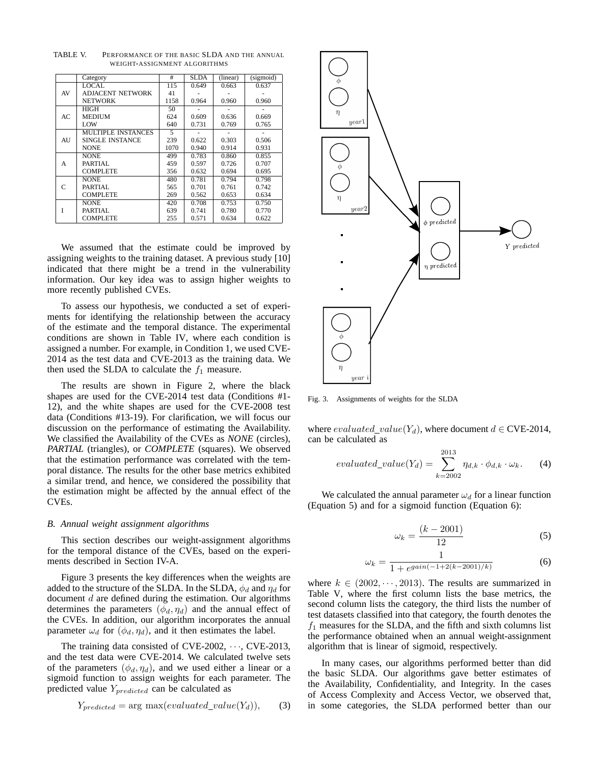TABLE V. PERFORMANCE OF THE BASIC SLDA AND THE ANNUAL WEIGHT-ASSIGNMENT ALGORITHMS

| | Category | # | SLDA | (linear) | (sigmoid) |
|---|---|---|---|---|---|
| AV | LOCAL | 115 | 0.649 | 0.663 | 0.637 |
| | ADJACENT NETWORK | 41 | - | - | - |
| | NETWORK | 1158 | 0.964 | 0.960 | 0.960 |
| AC | HIGH | 50 | - | - | - |
| | MEDIUM | 624 | 0.609 | 0.636 | 0.669 |
| | LOW | 640 | 0.731 | 0.769 | 0.765 |
| AU | MULTIPLE INSTANCES | 5 | - | - | - |
| | SINGLE INSTANCE | 239 | 0.622 | 0.303 | 0.506 |
| | NONE | 1070 | 0.940 | 0.914 | 0.931 |
| A | NONE | 499 | 0.783 | 0.860 | 0.855 |
| | PARTIAL | 459 | 0.597 | 0.726 | 0.707 |
| | COMPLETE | 356 | 0.632 | 0.694 | 0.695 |
| C | NONE | 480 | 0.781 | 0.794 | 0.798 |
| | PARTIAL | 565 | 0.701 | 0.761 | 0.742 |
| | COMPLETE | 269 | 0.562 | 0.653 | 0.634 |
| I | NONE | 420 | 0.708 | 0.753 | 0.750 |
| | PARTIAL | 639 | 0.741 | 0.780 | 0.770 |
| | COMPLETE | 255 | 0.571 | 0.634 | 0.622 |

We assumed that the estimate could be improved by assigning weights to the training dataset. A previous study [10] indicated that there might be a trend in the vulnerability information. Our key idea was to assign higher weights to more recently published CVEs.

To assess our hypothesis, we conducted a set of experiments for identifying the relationship between the accuracy of the estimate and the temporal distance. The experimental conditions are shown in Table IV, where each condition is assigned a number. For example, in Condition 1, we used CVE-2014 as the test data and CVE-2013 as the training data. We then used the SLDA to calculate the $f_1$ measure.

The results are shown in Figure 2, where the black shapes are used for the CVE-2014 test data (Conditions #1-12), and the white shapes are used for the CVE-2008 test data (Conditions #13-19). For clarification, we will focus our discussion on the performance of estimating the Availability. We classified the Availability of the CVEs as *NONE* (circles), *PARTIAL* (triangles), or *COMPLETE* (squares). We observed that the estimation performance was correlated with the temporal distance. The results for the other base metrics exhibited a similar trend, and hence, we considered the possibility that the estimation might be affected by the annual effect of the CVEs.

### B. Annual weight assignment algorithms

This section describes our weight-assignment algorithms for the temporal distance of the CVEs, based on the experiments described in Section IV-A.

Figure 3 presents the key differences when the weights are added to the structure of the SLDA. In the SLDA, $\phi_d$ and $\eta_d$ for document $d$ are defined during the estimation. Our algorithms determines the parameters $(\phi_d, \eta_d)$ and the annual effect of the CVEs. In addition, our algorithm incorporates the annual parameter $\omega_d$ for $(\phi_d, \eta_d)$, and it then estimates the label.

The training data consisted of CVE-2002, $\cdots$, CVE-2013, and the test data were CVE-2014. We calculated twelve sets of the parameters $(\phi_d, \eta_d)$, and we used either a linear or a sigmoid function to assign weights for each parameter. The predicted value $Y_{predicted}$ can be calculated as

$$Y_{predicted} = \arg\max(evaluated\_value(Y_d)), \qquad (3)$$

Fig. 3. Assignments of weights for the SLDA

where $evaluated\_value(Y_d)$, where document $d \in$ CVE-2014, can be calculated as

$$evaluated\_value(Y_d) = \sum_{k=2002}^{2013} \eta_{d,k} \cdot \phi_{d,k} \cdot \omega_k. \qquad (4)$$

We calculated the annual parameter $\omega_d$ for a linear function (Equation 5) and for a sigmoid function (Equation 6):

$$\omega_k = \frac{(k - 2001)}{12} \qquad (5)$$

$$\omega_k = \frac{1}{1 + e^{gain(-1+2(k-2001)/k)}} \qquad (6)$$

where $k \in (2002, \cdots, 2013)$. The results are summarized in Table V, where the first column lists the base metrics, the second column lists the category, the third lists the number of test datasets classified into that category, the fourth denotes the $f_1$ measures for the SLDA, and the fifth and sixth columns list the performance obtained when an annual weight-assignment algorithm that is linear of sigmoid, respectively.

In many cases, our algorithms performed better than did the basic SLDA. Our algorithms gave better estimates of the Availability, Confidentiality, and Integrity. In the cases of Access Complexity and Access Vector, we observed that, in some categories, the SLDA performed better than our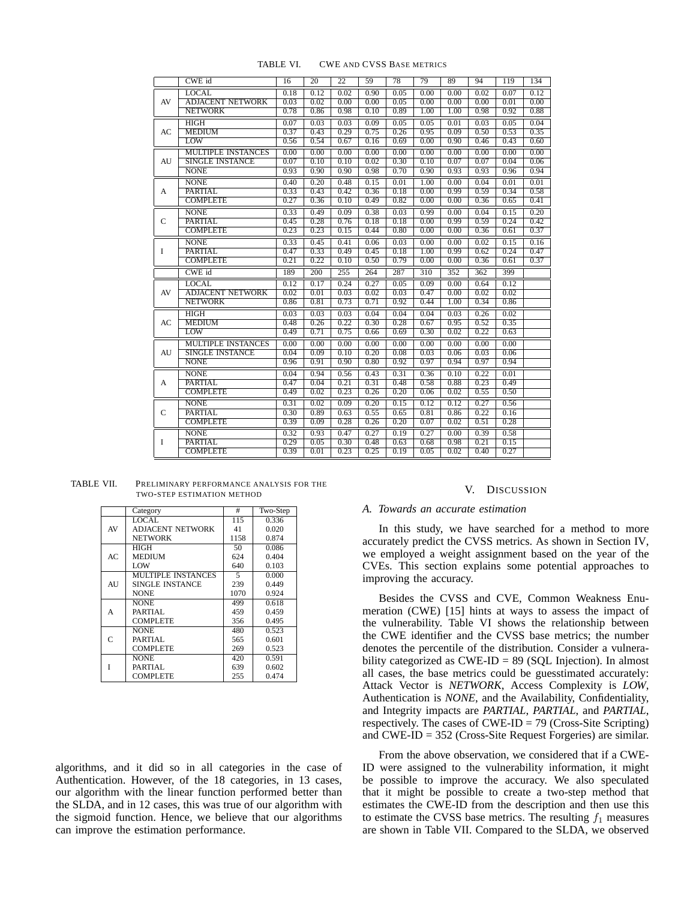TABLE VI. CWE AND CVSS BASE METRICS

| | CWE id | 16 | 20 | 22 | 59 | 78 | 79 | 89 | 94 | 119 | 134 |
|---|---|---|---|---|---|---|---|---|---|---|---|
| AV | LOCAL | 0.18 | 0.12 | 0.02 | 0.90 | 0.05 | 0.00 | 0.00 | 0.02 | 0.07 | 0.12 |
| | ADJACENT NETWORK | 0.03 | 0.02 | 0.00 | 0.00 | 0.05 | 0.00 | 0.00 | 0.00 | 0.01 | 0.00 |
| | NETWORK | 0.78 | 0.86 | 0.98 | 0.10 | 0.89 | 1.00 | 1.00 | 0.98 | 0.92 | 0.88 |
| AC | HIGH | 0.07 | 0.03 | 0.03 | 0.09 | 0.05 | 0.05 | 0.01 | 0.03 | 0.05 | 0.04 |
| | MEDIUM | 0.37 | 0.43 | 0.29 | 0.75 | 0.26 | 0.95 | 0.09 | 0.50 | 0.53 | 0.35 |
| | LOW | 0.56 | 0.54 | 0.67 | 0.16 | 0.69 | 0.00 | 0.90 | 0.46 | 0.43 | 0.60 |
| AU | MULTIPLE INSTANCES | 0.00 | 0.00 | 0.00 | 0.00 | 0.00 | 0.00 | 0.00 | 0.00 | 0.00 | 0.00 |
| | SINGLE INSTANCE | 0.07 | 0.10 | 0.10 | 0.02 | 0.30 | 0.10 | 0.07 | 0.07 | 0.04 | 0.06 |
| | NONE | 0.93 | 0.90 | 0.90 | 0.98 | 0.70 | 0.90 | 0.93 | 0.93 | 0.96 | 0.94 |
| A | NONE | 0.40 | 0.20 | 0.48 | 0.15 | 0.01 | 1.00 | 0.00 | 0.04 | 0.01 | 0.01 |
| | PARTIAL | 0.33 | 0.43 | 0.42 | 0.36 | 0.18 | 0.00 | 0.99 | 0.59 | 0.34 | 0.58 |
| | COMPLETE | 0.27 | 0.36 | 0.10 | 0.49 | 0.82 | 0.00 | 0.00 | 0.36 | 0.65 | 0.41 |
| C | NONE | 0.33 | 0.49 | 0.09 | 0.38 | 0.03 | 0.99 | 0.00 | 0.04 | 0.15 | 0.20 |
| | PARTIAL | 0.45 | 0.28 | 0.76 | 0.18 | 0.18 | 0.00 | 0.99 | 0.59 | 0.24 | 0.42 |
| | COMPLETE | 0.23 | 0.23 | 0.15 | 0.44 | 0.80 | 0.00 | 0.00 | 0.36 | 0.61 | 0.37 |
| I | NONE | 0.33 | 0.45 | 0.41 | 0.06 | 0.03 | 0.00 | 0.00 | 0.02 | 0.15 | 0.16 |
| | PARTIAL | 0.47 | 0.33 | 0.49 | 0.45 | 0.18 | 1.00 | 0.99 | 0.62 | 0.24 | 0.47 |
| | COMPLETE | 0.21 | 0.22 | 0.10 | 0.50 | 0.79 | 0.00 | 0.00 | 0.36 | 0.61 | 0.37 |
| | CWE id | 189 | 200 | 255 | 264 | 287 | 310 | 352 | 362 | 399 | |
| AV | LOCAL | 0.12 | 0.17 | 0.24 | 0.27 | 0.05 | 0.09 | 0.00 | 0.64 | 0.12 | |
| | ADJACENT NETWORK | 0.02 | 0.01 | 0.03 | 0.02 | 0.03 | 0.47 | 0.00 | 0.02 | 0.02 | |
| | NETWORK | 0.86 | 0.81 | 0.73 | 0.71 | 0.92 | 0.44 | 1.00 | 0.34 | 0.86 | |
| AC | HIGH | 0.03 | 0.03 | 0.03 | 0.04 | 0.04 | 0.04 | 0.03 | 0.26 | 0.02 | |
| | MEDIUM | 0.48 | 0.26 | 0.22 | 0.30 | 0.28 | 0.67 | 0.95 | 0.52 | 0.35 | |
| | LOW | 0.49 | 0.71 | 0.75 | 0.66 | 0.69 | 0.30 | 0.02 | 0.22 | 0.63 | |
| AU | MULTIPLE INSTANCES | 0.00 | 0.00 | 0.00 | 0.00 | 0.00 | 0.00 | 0.00 | 0.00 | 0.00 | |
| | SINGLE INSTANCE | 0.04 | 0.09 | 0.10 | 0.20 | 0.08 | 0.03 | 0.06 | 0.03 | 0.06 | |
| | NONE | 0.96 | 0.91 | 0.90 | 0.80 | 0.92 | 0.97 | 0.94 | 0.97 | 0.94 | |
| A | NONE | 0.04 | 0.94 | 0.56 | 0.43 | 0.31 | 0.36 | 0.10 | 0.22 | 0.01 | |
| | PARTIAL | 0.47 | 0.04 | 0.21 | 0.31 | 0.48 | 0.58 | 0.88 | 0.23 | 0.49 | |
| | COMPLETE | 0.49 | 0.02 | 0.23 | 0.26 | 0.20 | 0.06 | 0.02 | 0.55 | 0.50 | |
| C | NONE | 0.31 | 0.02 | 0.09 | 0.20 | 0.15 | 0.12 | 0.12 | 0.27 | 0.56 | |
| | PARTIAL | 0.30 | 0.89 | 0.63 | 0.55 | 0.65 | 0.81 | 0.86 | 0.22 | 0.16 | |
| | COMPLETE | 0.39 | 0.09 | 0.28 | 0.26 | 0.20 | 0.07 | 0.02 | 0.51 | 0.28 | |
| I | NONE | 0.32 | 0.93 | 0.47 | 0.27 | 0.19 | 0.27 | 0.00 | 0.39 | 0.58 | |
| | PARTIAL | 0.29 | 0.05 | 0.30 | 0.48 | 0.63 | 0.68 | 0.98 | 0.21 | 0.15 | |
| | COMPLETE | 0.39 | 0.01 | 0.23 | 0.25 | 0.19 | 0.05 | 0.02 | 0.40 | 0.27 | |

algorithms, and it did so in all categories in the case of Authentication. However, of the 18 categories, in 13 cases, our algorithm with the linear function performed better than the SLDA, and in 12 cases, this was true of our algorithm with the sigmoid function. Hence, we believe that our algorithms can improve the estimation performance.

TABLE VII. PRELIMINARY PERFORMANCE ANALYSIS FOR THE TWO-STEP ESTIMATION METHOD

| | Category | # | Two-Step |
|---|---|---|---|
| AV | LOCAL | 115 | 0.336 |
| | ADJACENT NETWORK | 41 | 0.020 |
| | NETWORK | 1158 | 0.874 |
| AC | HIGH | 50 | 0.086 |
| | MEDIUM | 624 | 0.404 |
| | LOW | 640 | 0.103 |
| AU | MULTIPLE INSTANCES | 5 | 0.000 |
| | SINGLE INSTANCE | 239 | 0.449 |
| | NONE | 1070 | 0.924 |
| A | NONE | 499 | 0.618 |
| | PARTIAL | 459 | 0.459 |
| | COMPLETE | 356 | 0.495 |
| C | NONE | 480 | 0.523 |
| | PARTIAL | 565 | 0.601 |
| | COMPLETE | 269 | 0.523 |
| I | NONE | 420 | 0.591 |
| | PARTIAL | 639 | 0.602 |
| | COMPLETE | 255 | 0.474 |

## V. DISCUSSION

### A. Towards an accurate estimation

In this study, we have searched for a method to more accurately predict the CVSS metrics. As shown in Section IV, we employed a weight assignment based on the year of the CVEs. This section explains some potential approaches to improving the accuracy.

Besides the CVSS and CVE, Common Weakness Enumeration (CWE) [15] hints at ways to assess the impact of the vulnerability. Table VI shows the relationship between the CWE identifier and the CVSS base metrics; the number denotes the percentile of the distribution. Consider a vulnerability categorized as CWE-ID = 89 (SQL Injection). In almost all cases, the base metrics could be guesstimated accurately: Attack Vector is *NETWORK*, Access Complexity is *LOW*, Authentication is *NONE*, and the Availability, Confidentiality, and Integrity impacts are *PARTIAL*, *PARTIAL*, and *PARTIAL*, respectively. The cases of CWE-ID = 79 (Cross-Site Scripting) and CWE-ID = 352 (Cross-Site Request Forgeries) are similar.

From the above observation, we considered that if a CWE-ID were assigned to the vulnerability information, it might be possible to improve the accuracy. We also speculated that it might be possible to create a two-step method that estimates the CWE-ID from the description and then use this to estimate the CVSS base metrics. The resulting $f_1$ measures are shown in Table VII. Compared to the SLDA, we observed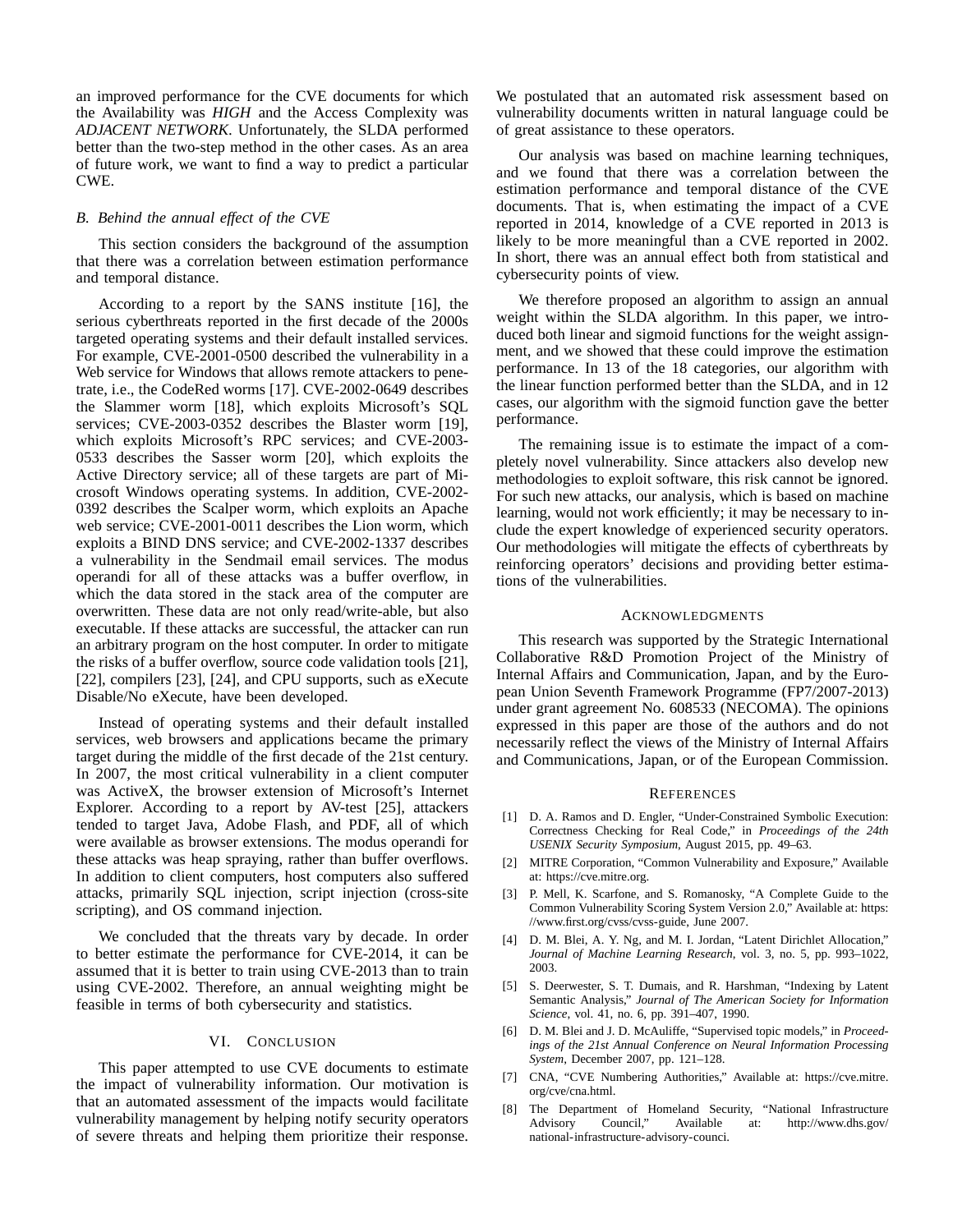an improved performance for the CVE documents for which the Availability was *HIGH* and the Access Complexity was *ADJACENT NETWORK*. Unfortunately, the SLDA performed better than the two-step method in the other cases. As an area of future work, we want to find a way to predict a particular CWE.

### B. Behind the annual effect of the CVE

This section considers the background of the assumption that there was a correlation between estimation performance and temporal distance.

According to a report by the SANS institute [16], the serious cyberthreats reported in the first decade of the 2000s targeted operating systems and their default installed services. For example, CVE-2001-0500 described the vulnerability in a Web service for Windows that allows remote attackers to penetrate, i.e., the CodeRed worms [17]. CVE-2002-0649 describes the Slammer worm [18], which exploits Microsoft's SQL services; CVE-2003-0352 describes the Blaster worm [19], which exploits Microsoft's RPC services; and CVE-2003-0533 describes the Sasser worm [20], which exploits the Active Directory service; all of these targets are part of Microsoft Windows operating systems. In addition, CVE-2002-0392 describes the Scalper worm, which exploits an Apache web service; CVE-2001-0011 describes the Lion worm, which exploits a BIND DNS service; and CVE-2002-1337 describes a vulnerability in the Sendmail email services. The modus operandi for all of these attacks was a buffer overflow, in which the data stored in the stack area of the computer are overwritten. These data are not only read/write-able, but also executable. If these attacks are successful, the attacker can run an arbitrary program on the host computer. In order to mitigate the risks of a buffer overflow, source code validation tools [21], [22], compilers [23], [24], and CPU supports, such as eXecute Disable/No eXecute, have been developed.

Instead of operating systems and their default installed services, web browsers and applications became the primary target during the middle of the first decade of the 21st century. In 2007, the most critical vulnerability in a client computer was ActiveX, the browser extension of Microsoft's Internet Explorer. According to a report by AV-test [25], attackers tended to target Java, Adobe Flash, and PDF, all of which were available as browser extensions. The modus operandi for these attacks was heap spraying, rather than buffer overflows. In addition to client computers, host computers also suffered attacks, primarily SQL injection, script injection (cross-site scripting), and OS command injection.

We concluded that the threats vary by decade. In order to better estimate the performance for CVE-2014, it can be assumed that it is better to train using CVE-2013 than to train using CVE-2002. Therefore, an annual weighting might be feasible in terms of both cybersecurity and statistics.

## VI. Conclusion

This paper attempted to use CVE documents to estimate the impact of vulnerability information. Our motivation is that an automated assessment of the impacts would facilitate vulnerability management by helping notify security operators of severe threats and helping them prioritize their response. We postulated that an automated risk assessment based on vulnerability documents written in natural language could be of great assistance to these operators.

Our analysis was based on machine learning techniques, and we found that there was a correlation between the estimation performance and temporal distance of the CVE documents. That is, when estimating the impact of a CVE reported in 2014, knowledge of a CVE reported in 2013 is likely to be more meaningful than a CVE reported in 2002. In short, there was an annual effect both from statistical and cybersecurity points of view.

We therefore proposed an algorithm to assign an annual weight within the SLDA algorithm. In this paper, we introduced both linear and sigmoid functions for the weight assignment, and we showed that these could improve the estimation performance. In 13 of the 18 categories, our algorithm with the linear function performed better than the SLDA, and in 12 cases, our algorithm with the sigmoid function gave the better performance.

The remaining issue is to estimate the impact of a completely novel vulnerability. Since attackers also develop new methodologies to exploit software, this risk cannot be ignored. For such new attacks, our analysis, which is based on machine learning, would not work efficiently; it may be necessary to include the expert knowledge of experienced security operators. Our methodologies will mitigate the effects of cyberthreats by reinforcing operators' decisions and providing better estimations of the vulnerabilities.

## Acknowledgments

This research was supported by the Strategic International Collaborative R&D Promotion Project of the Ministry of Internal Affairs and Communication, Japan, and by the European Union Seventh Framework Programme (FP7/2007-2013) under grant agreement No. 608533 (NECOMA). The opinions expressed in this paper are those of the authors and do not necessarily reflect the views of the Ministry of Internal Affairs and Communications, Japan, or of the European Commission.

## References

[1] D. A. Ramos and D. Engler, "Under-Constrained Symbolic Execution: Correctness Checking for Real Code," in *Proceedings of the 24th USENIX Security Symposium*, August 2015, pp. 49–63.

[2] MITRE Corporation, "Common Vulnerability and Exposure," Available at: https://cve.mitre.org.

[3] P. Mell, K. Scarfone, and S. Romanosky, "A Complete Guide to the Common Vulnerability Scoring System Version 2.0," Available at: https://www.first.org/cvss/cvss-guide, June 2007.

[4] D. M. Blei, A. Y. Ng, and M. I. Jordan, "Latent Dirichlet Allocation," *Journal of Machine Learning Research*, vol. 3, no. 5, pp. 993–1022, 2003.

[5] S. Deerwester, S. T. Dumais, and R. Harshman, "Indexing by Latent Semantic Analysis," *Journal of The American Society for Information Science*, vol. 41, no. 6, pp. 391–407, 1990.

[6] D. M. Blei and J. D. McAuliffe, "Supervised topic models," in *Proceedings of the 21st Annual Conference on Neural Information Processing System*, December 2007, pp. 121–128.

[7] CNA, "CVE Numbering Authorities," Available at: https://cve.mitre.org/cve/cna.html.

[8] The Department of Homeland Security, "National Infrastructure Advisory Council," Available at: http://www.dhs.gov/national-infrastructure-advisory-counci.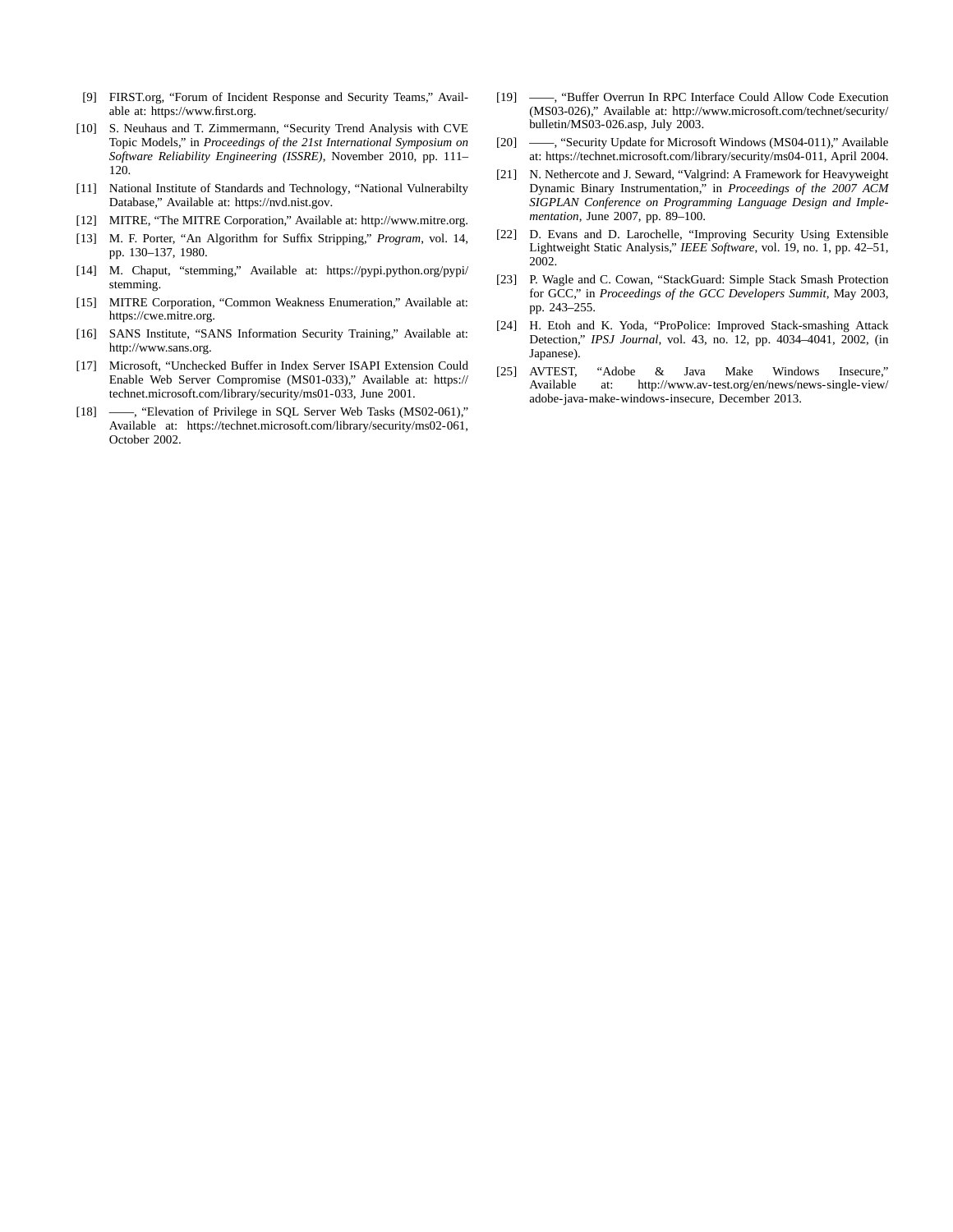[9] FIRST.org, "Forum of Incident Response and Security Teams," Available at: https://www.first.org.

[10] S. Neuhaus and T. Zimmermann, "Security Trend Analysis with CVE Topic Models," in *Proceedings of the 21st International Symposium on Software Reliability Engineering (ISSRE)*, November 2010, pp. 111–120.

[11] National Institute of Standards and Technology, "National Vulnerabilty Database," Available at: https://nvd.nist.gov.

[12] MITRE, "The MITRE Corporation," Available at: http://www.mitre.org.

[13] M. F. Porter, "An Algorithm for Suffix Stripping," *Program*, vol. 14, pp. 130–137, 1980.

[14] M. Chaput, "stemming," Available at: https://pypi.python.org/pypi/stemming.

[15] MITRE Corporation, "Common Weakness Enumeration," Available at: https://cwe.mitre.org.

[16] SANS Institute, "SANS Information Security Training," Available at: http://www.sans.org.

[17] Microsoft, "Unchecked Buffer in Index Server ISAPI Extension Could Enable Web Server Compromise (MS01-033)," Available at: https://technet.microsoft.com/library/security/ms01-033, June 2001.

[18] ——, "Elevation of Privilege in SQL Server Web Tasks (MS02-061)," Available at: https://technet.microsoft.com/library/security/ms02-061, October 2002.

[19] ——, "Buffer Overrun In RPC Interface Could Allow Code Execution (MS03-026)," Available at: http://www.microsoft.com/technet/security/bulletin/MS03-026.asp, July 2003.

[20] ——, "Security Update for Microsoft Windows (MS04-011)," Available at: https://technet.microsoft.com/library/security/ms04-011, April 2004.

[21] N. Nethercote and J. Seward, "Valgrind: A Framework for Heavyweight Dynamic Binary Instrumentation," in *Proceedings of the 2007 ACM SIGPLAN Conference on Programming Language Design and Implementation*, June 2007, pp. 89–100.

[22] D. Evans and D. Larochelle, "Improving Security Using Extensible Lightweight Static Analysis," *IEEE Software*, vol. 19, no. 1, pp. 42–51, 2002.

[23] P. Wagle and C. Cowan, "StackGuard: Simple Stack Smash Protection for GCC," in *Proceedings of the GCC Developers Summit*, May 2003, pp. 243–255.

[24] H. Etoh and K. Yoda, "ProPolice: Improved Stack-smashing Attack Detection," *IPSJ Journal*, vol. 43, no. 12, pp. 4034–4041, 2002, (in Japanese).

[25] AVTEST, "Adobe & Java Make Windows Insecure," Available at: http://www.av-test.org/en/news/news-single-view/adobe-java-make-windows-insecure, December 2013.